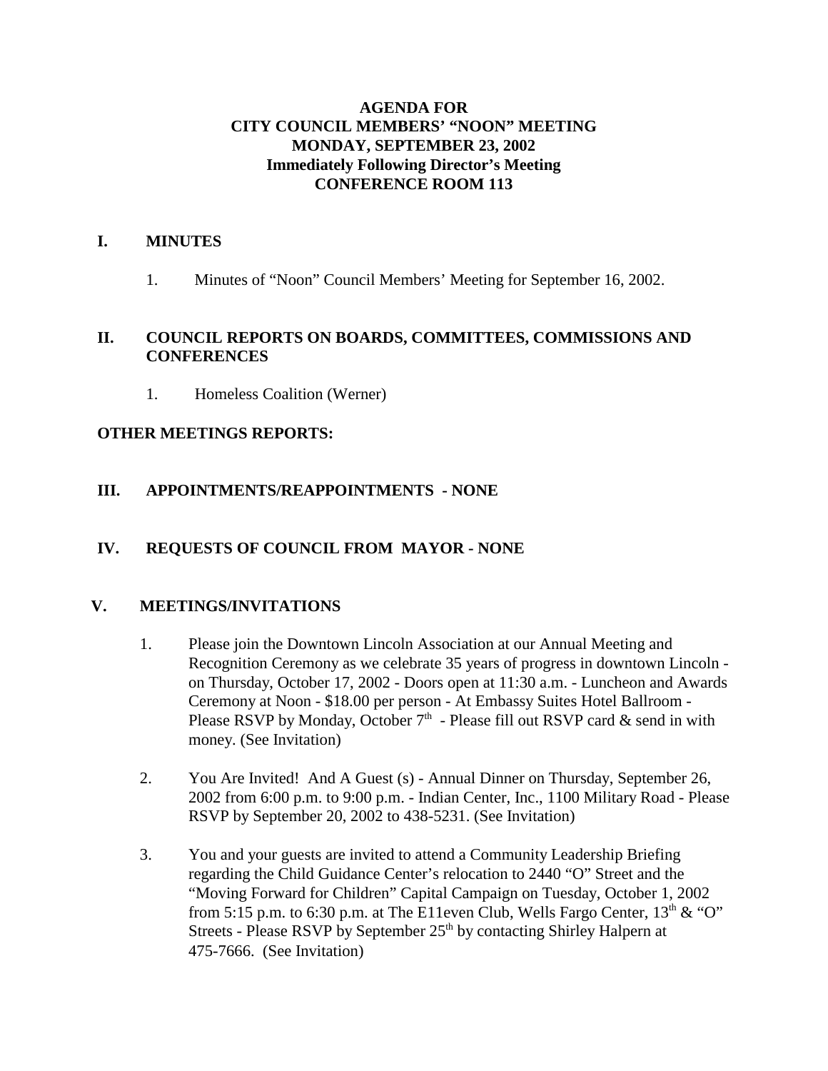**AGENDA FOR**
**CITY COUNCIL MEMBERS' "NOON" MEETING**
**MONDAY, SEPTEMBER 23, 2002**
**Immediately Following Director's Meeting**
**CONFERENCE ROOM 113**

## I. MINUTES

1. Minutes of "Noon" Council Members' Meeting for September 16, 2002.

## II. COUNCIL REPORTS ON BOARDS, COMMITTEES, COMMISSIONS AND CONFERENCES

1. Homeless Coalition (Werner)

**OTHER MEETINGS REPORTS:**

## III. APPOINTMENTS/REAPPOINTMENTS - NONE

## IV. REQUESTS OF COUNCIL FROM MAYOR - NONE

## V. MEETINGS/INVITATIONS

1. Please join the Downtown Lincoln Association at our Annual Meeting and Recognition Ceremony as we celebrate 35 years of progress in downtown Lincoln - on Thursday, October 17, 2002 - Doors open at 11:30 a.m. - Luncheon and Awards Ceremony at Noon - $18.00 per person - At Embassy Suites Hotel Ballroom - Please RSVP by Monday, October 7th - Please fill out RSVP card & send in with money. (See Invitation)

2. You Are Invited! And A Guest (s) - Annual Dinner on Thursday, September 26, 2002 from 6:00 p.m. to 9:00 p.m. - Indian Center, Inc., 1100 Military Road - Please RSVP by September 20, 2002 to 438-5231. (See Invitation)

3. You and your guests are invited to attend a Community Leadership Briefing regarding the Child Guidance Center's relocation to 2440 "O" Street and the "Moving Forward for Children" Capital Campaign on Tuesday, October 1, 2002 from 5:15 p.m. to 6:30 p.m. at The E11even Club, Wells Fargo Center, 13th & "O" Streets - Please RSVP by September 25th by contacting Shirley Halpern at 475-7666. (See Invitation)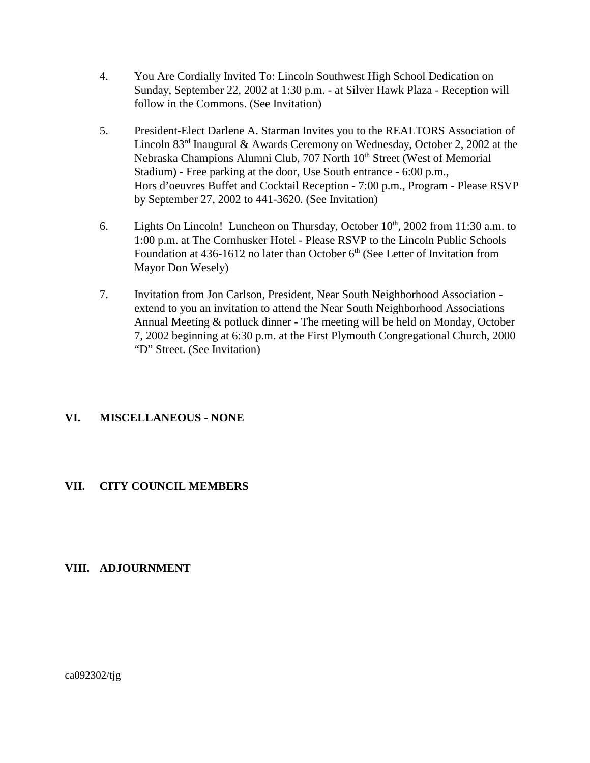4. You Are Cordially Invited To: Lincoln Southwest High School Dedication on Sunday, September 22, 2002 at 1:30 p.m. - at Silver Hawk Plaza - Reception will follow in the Commons. (See Invitation)

5. President-Elect Darlene A. Starman Invites you to the REALTORS Association of Lincoln 83rd Inaugural & Awards Ceremony on Wednesday, October 2, 2002 at the Nebraska Champions Alumni Club, 707 North 10th Street (West of Memorial Stadium) - Free parking at the door, Use South entrance - 6:00 p.m., Hors d'oeuvres Buffet and Cocktail Reception - 7:00 p.m., Program - Please RSVP by September 27, 2002 to 441-3620. (See Invitation)

6. Lights On Lincoln! Luncheon on Thursday, October 10th, 2002 from 11:30 a.m. to 1:00 p.m. at The Cornhusker Hotel - Please RSVP to the Lincoln Public Schools Foundation at 436-1612 no later than October 6th (See Letter of Invitation from Mayor Don Wesely)

7. Invitation from Jon Carlson, President, Near South Neighborhood Association - extend to you an invitation to attend the Near South Neighborhood Associations Annual Meeting & potluck dinner - The meeting will be held on Monday, October 7, 2002 beginning at 6:30 p.m. at the First Plymouth Congregational Church, 2000 "D" Street. (See Invitation)

## VI. MISCELLANEOUS - NONE

## VII. CITY COUNCIL MEMBERS

## VIII. ADJOURNMENT

ca092302/tjg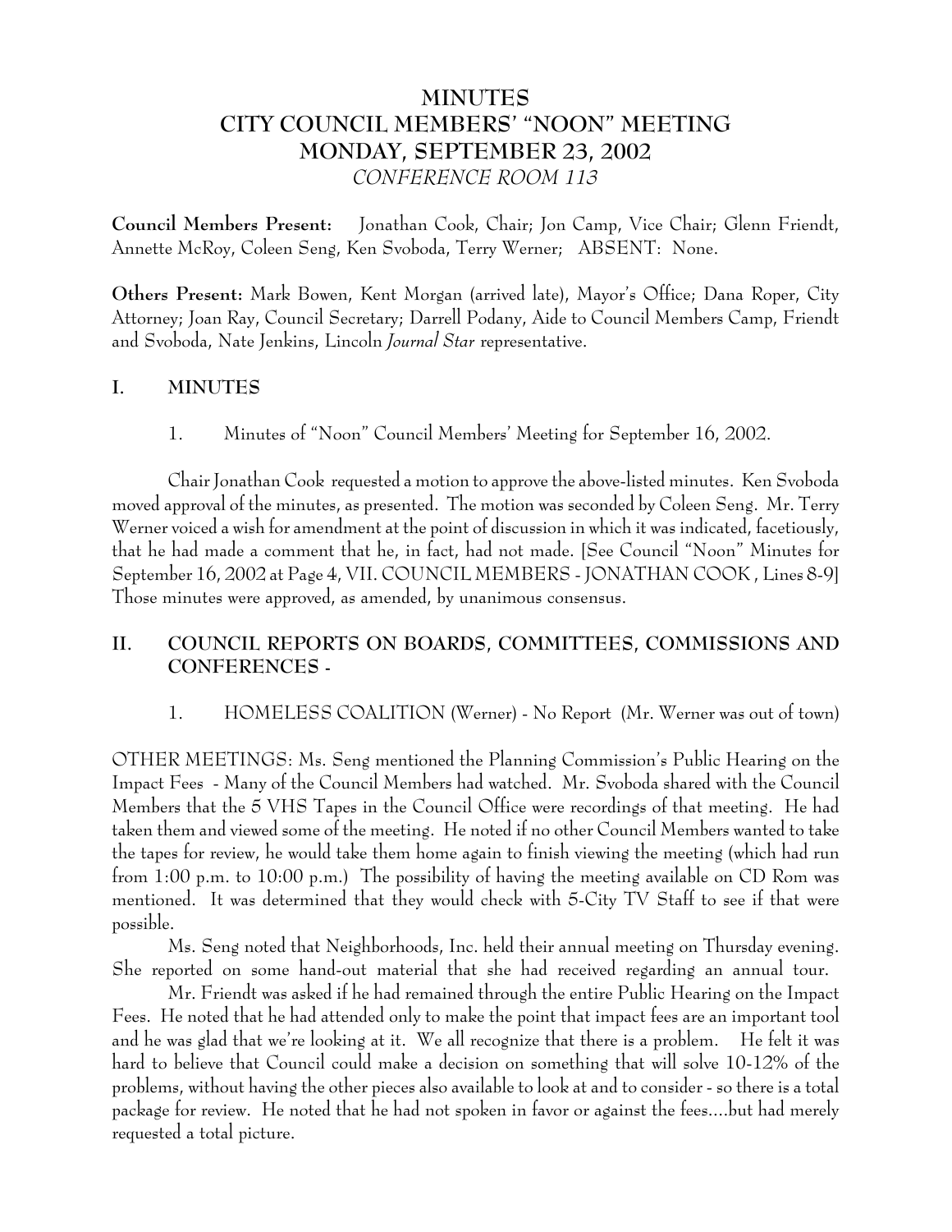# MINUTES
# CITY COUNCIL MEMBERS' "NOON" MEETING
# MONDAY, SEPTEMBER 23, 2002
*CONFERENCE ROOM 113*

**Council Members Present:** Jonathan Cook, Chair; Jon Camp, Vice Chair; Glenn Friendt, Annette McRoy, Coleen Seng, Ken Svoboda, Terry Werner; ABSENT: None.

**Others Present:** Mark Bowen, Kent Morgan (arrived late), Mayor's Office; Dana Roper, City Attorney; Joan Ray, Council Secretary; Darrell Podany, Aide to Council Members Camp, Friendt and Svoboda, Nate Jenkins, Lincoln *Journal Star* representative.

## I. MINUTES

1. Minutes of "Noon" Council Members' Meeting for September 16, 2002.

Chair Jonathan Cook requested a motion to approve the above-listed minutes. Ken Svoboda moved approval of the minutes, as presented. The motion was seconded by Coleen Seng. Mr. Terry Werner voiced a wish for amendment at the point of discussion in which it was indicated, facetiously, that he had made a comment that he, in fact, had not made. [See Council "Noon" Minutes for September 16, 2002 at Page 4, VII. COUNCIL MEMBERS - JONATHAN COOK , Lines 8-9] Those minutes were approved, as amended, by unanimous consensus.

## II. COUNCIL REPORTS ON BOARDS, COMMITTEES, COMMISSIONS AND CONFERENCES -

1. HOMELESS COALITION (Werner) - No Report (Mr. Werner was out of town)

OTHER MEETINGS: Ms. Seng mentioned the Planning Commission's Public Hearing on the Impact Fees - Many of the Council Members had watched. Mr. Svoboda shared with the Council Members that the 5 VHS Tapes in the Council Office were recordings of that meeting. He had taken them and viewed some of the meeting. He noted if no other Council Members wanted to take the tapes for review, he would take them home again to finish viewing the meeting (which had run from 1:00 p.m. to 10:00 p.m.) The possibility of having the meeting available on CD Rom was mentioned. It was determined that they would check with 5-City TV Staff to see if that were possible.

Ms. Seng noted that Neighborhoods, Inc. held their annual meeting on Thursday evening. She reported on some hand-out material that she had received regarding an annual tour.

Mr. Friendt was asked if he had remained through the entire Public Hearing on the Impact Fees. He noted that he had attended only to make the point that impact fees are an important tool and he was glad that we're looking at it. We all recognize that there is a problem. He felt it was hard to believe that Council could make a decision on something that will solve 10-12% of the problems, without having the other pieces also available to look at and to consider - so there is a total package for review. He noted that he had not spoken in favor or against the fees....but had merely requested a total picture.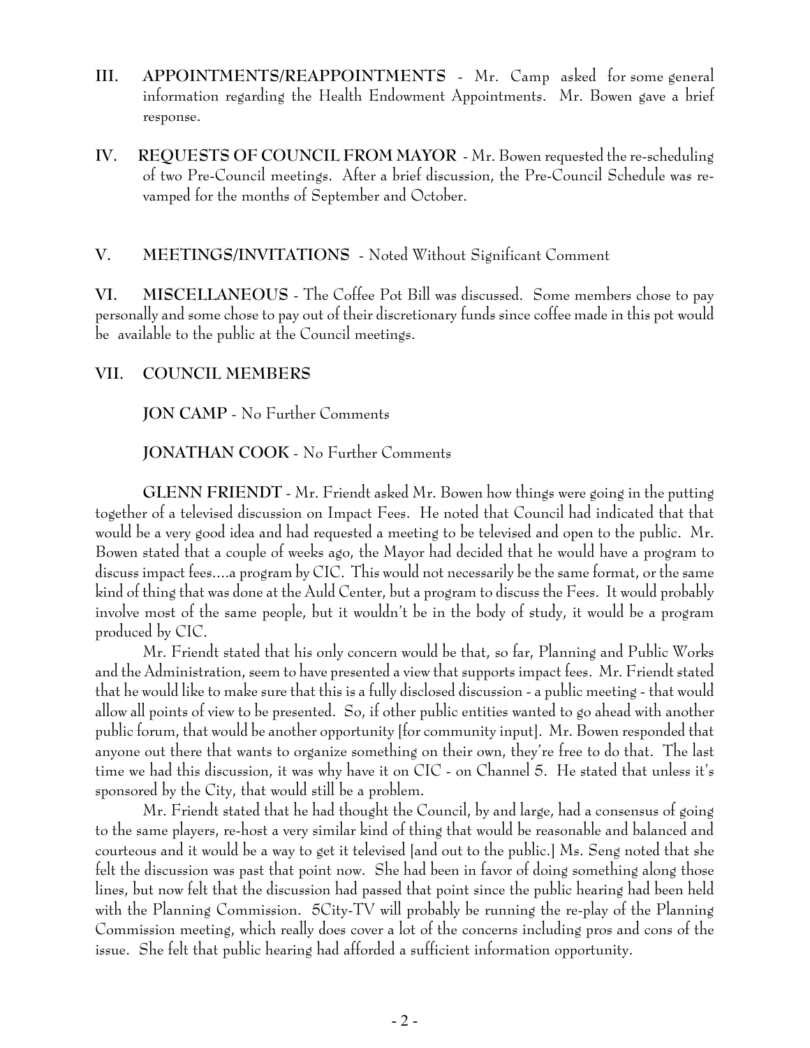**III. APPOINTMENTS/REAPPOINTMENTS** - Mr. Camp asked for some general information regarding the Health Endowment Appointments. Mr. Bowen gave a brief response.

**IV. REQUESTS OF COUNCIL FROM MAYOR** - Mr. Bowen requested the re-scheduling of two Pre-Council meetings. After a brief discussion, the Pre-Council Schedule was re-vamped for the months of September and October.

**V. MEETINGS/INVITATIONS** - Noted Without Significant Comment

**VI. MISCELLANEOUS** - The Coffee Pot Bill was discussed. Some members chose to pay personally and some chose to pay out of their discretionary funds since coffee made in this pot would be available to the public at the Council meetings.

**VII. COUNCIL MEMBERS**

**JON CAMP** - No Further Comments

**JONATHAN COOK** - No Further Comments

**GLENN FRIENDT** - Mr. Friendt asked Mr. Bowen how things were going in the putting together of a televised discussion on Impact Fees. He noted that Council had indicated that that would be a very good idea and had requested a meeting to be televised and open to the public. Mr. Bowen stated that a couple of weeks ago, the Mayor had decided that he would have a program to discuss impact fees....a program by CIC. This would not necessarily be the same format, or the same kind of thing that was done at the Auld Center, but a program to discuss the Fees. It would probably involve most of the same people, but it wouldn't be in the body of study, it would be a program produced by CIC.

Mr. Friendt stated that his only concern would be that, so far, Planning and Public Works and the Administration, seem to have presented a view that supports impact fees. Mr. Friendt stated that he would like to make sure that this is a fully disclosed discussion - a public meeting - that would allow all points of view to be presented. So, if other public entities wanted to go ahead with another public forum, that would be another opportunity [for community input]. Mr. Bowen responded that anyone out there that wants to organize something on their own, they're free to do that. The last time we had this discussion, it was why have it on CIC - on Channel 5. He stated that unless it's sponsored by the City, that would still be a problem.

Mr. Friendt stated that he had thought the Council, by and large, had a consensus of going to the same players, re-host a very similar kind of thing that would be reasonable and balanced and courteous and it would be a way to get it televised [and out to the public.] Ms. Seng noted that she felt the discussion was past that point now. She had been in favor of doing something along those lines, but now felt that the discussion had passed that point since the public hearing had been held with the Planning Commission. 5City-TV will probably be running the re-play of the Planning Commission meeting, which really does cover a lot of the concerns including pros and cons of the issue. She felt that public hearing had afforded a sufficient information opportunity.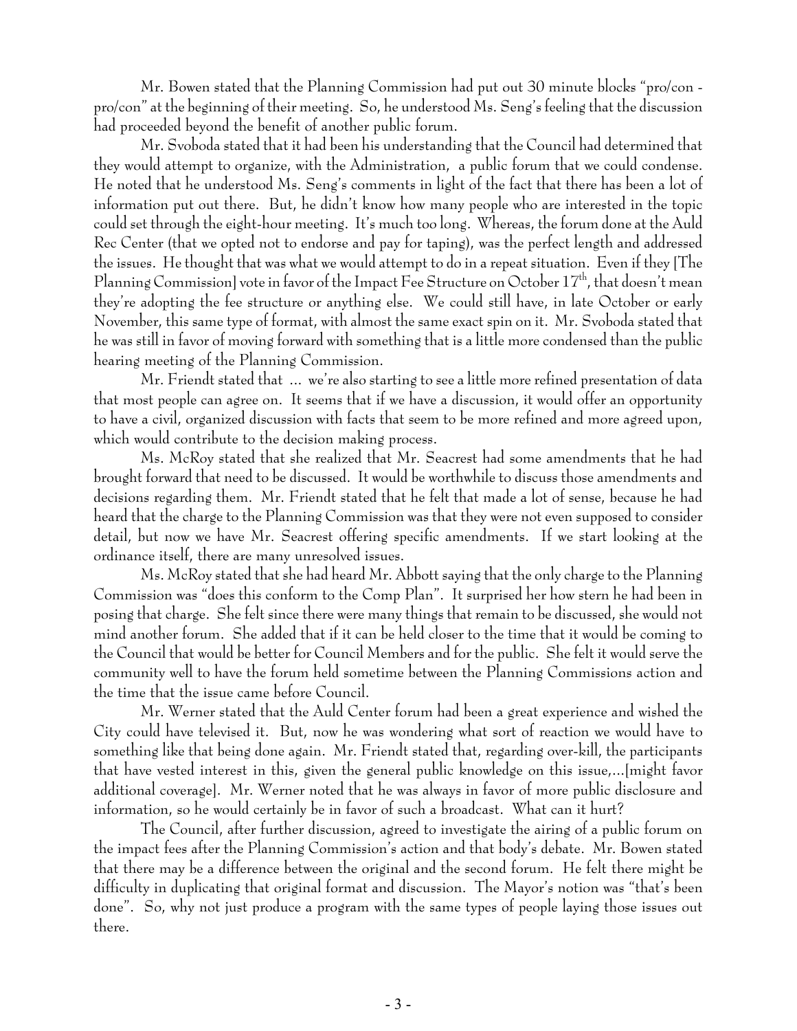Mr. Bowen stated that the Planning Commission had put out 30 minute blocks "pro/con - pro/con" at the beginning of their meeting. So, he understood Ms. Seng's feeling that the discussion had proceeded beyond the benefit of another public forum.

Mr. Svoboda stated that it had been his understanding that the Council had determined that they would attempt to organize, with the Administration, a public forum that we could condense. He noted that he understood Ms. Seng's comments in light of the fact that there has been a lot of information put out there. But, he didn't know how many people who are interested in the topic could set through the eight-hour meeting. It's much too long. Whereas, the forum done at the Auld Rec Center (that we opted not to endorse and pay for taping), was the perfect length and addressed the issues. He thought that was what we would attempt to do in a repeat situation. Even if they [The Planning Commission] vote in favor of the Impact Fee Structure on October 17th, that doesn't mean they're adopting the fee structure or anything else. We could still have, in late October or early November, this same type of format, with almost the same exact spin on it. Mr. Svoboda stated that he was still in favor of moving forward with something that is a little more condensed than the public hearing meeting of the Planning Commission.

Mr. Friendt stated that ... we're also starting to see a little more refined presentation of data that most people can agree on. It seems that if we have a discussion, it would offer an opportunity to have a civil, organized discussion with facts that seem to be more refined and more agreed upon, which would contribute to the decision making process.

Ms. McRoy stated that she realized that Mr. Seacrest had some amendments that he had brought forward that need to be discussed. It would be worthwhile to discuss those amendments and decisions regarding them. Mr. Friendt stated that he felt that made a lot of sense, because he had heard that the charge to the Planning Commission was that they were not even supposed to consider detail, but now we have Mr. Seacrest offering specific amendments. If we start looking at the ordinance itself, there are many unresolved issues.

Ms. McRoy stated that she had heard Mr. Abbott saying that the only charge to the Planning Commission was "does this conform to the Comp Plan". It surprised her how stern he had been in posing that charge. She felt since there were many things that remain to be discussed, she would not mind another forum. She added that if it can be held closer to the time that it would be coming to the Council that would be better for Council Members and for the public. She felt it would serve the community well to have the forum held sometime between the Planning Commissions action and the time that the issue came before Council.

Mr. Werner stated that the Auld Center forum had been a great experience and wished the City could have televised it. But, now he was wondering what sort of reaction we would have to something like that being done again. Mr. Friendt stated that, regarding over-kill, the participants that have vested interest in this, given the general public knowledge on this issue,...[might favor additional coverage]. Mr. Werner noted that he was always in favor of more public disclosure and information, so he would certainly be in favor of such a broadcast. What can it hurt?

The Council, after further discussion, agreed to investigate the airing of a public forum on the impact fees after the Planning Commission's action and that body's debate. Mr. Bowen stated that there may be a difference between the original and the second forum. He felt there might be difficulty in duplicating that original format and discussion. The Mayor's notion was "that's been done". So, why not just produce a program with the same types of people laying those issues out there.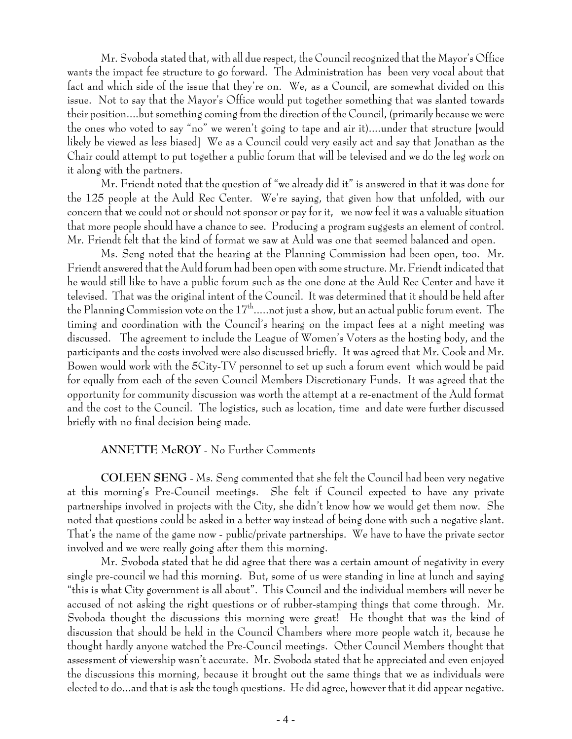Mr. Svoboda stated that, with all due respect, the Council recognized that the Mayor's Office wants the impact fee structure to go forward. The Administration has been very vocal about that fact and which side of the issue that they're on. We, as a Council, are somewhat divided on this issue. Not to say that the Mayor's Office would put together something that was slanted towards their position....but something coming from the direction of the Council, (primarily because we were the ones who voted to say "no" we weren't going to tape and air it)....under that structure [would likely be viewed as less biased] We as a Council could very easily act and say that Jonathan as the Chair could attempt to put together a public forum that will be televised and we do the leg work on it along with the partners.

Mr. Friendt noted that the question of "we already did it" is answered in that it was done for the 125 people at the Auld Rec Center. We're saying, that given how that unfolded, with our concern that we could not or should not sponsor or pay for it, we now feel it was a valuable situation that more people should have a chance to see. Producing a program suggests an element of control. Mr. Friendt felt that the kind of format we saw at Auld was one that seemed balanced and open.

Ms. Seng noted that the hearing at the Planning Commission had been open, too. Mr. Friendt answered that the Auld forum had been open with some structure. Mr. Friendt indicated that he would still like to have a public forum such as the one done at the Auld Rec Center and have it televised. That was the original intent of the Council. It was determined that it should be held after the Planning Commission vote on the 17th.....not just a show, but an actual public forum event. The timing and coordination with the Council's hearing on the impact fees at a night meeting was discussed. The agreement to include the League of Women's Voters as the hosting body, and the participants and the costs involved were also discussed briefly. It was agreed that Mr. Cook and Mr. Bowen would work with the 5City-TV personnel to set up such a forum event which would be paid for equally from each of the seven Council Members Discretionary Funds. It was agreed that the opportunity for community discussion was worth the attempt at a re-enactment of the Auld format and the cost to the Council. The logistics, such as location, time and date were further discussed briefly with no final decision being made.

**ANNETTE McROY** - No Further Comments

**COLEEN SENG** - Ms. Seng commented that she felt the Council had been very negative at this morning's Pre-Council meetings. She felt if Council expected to have any private partnerships involved in projects with the City, she didn't know how we would get them now. She noted that questions could be asked in a better way instead of being done with such a negative slant. That's the name of the game now - public/private partnerships. We have to have the private sector involved and we were really going after them this morning.

Mr. Svoboda stated that he did agree that there was a certain amount of negativity in every single pre-council we had this morning. But, some of us were standing in line at lunch and saying "this is what City government is all about". This Council and the individual members will never be accused of not asking the right questions or of rubber-stamping things that come through. Mr. Svoboda thought the discussions this morning were great! He thought that was the kind of discussion that should be held in the Council Chambers where more people watch it, because he thought hardly anyone watched the Pre-Council meetings. Other Council Members thought that assessment of viewership wasn't accurate. Mr. Svoboda stated that he appreciated and even enjoyed the discussions this morning, because it brought out the same things that we as individuals were elected to do...and that is ask the tough questions. He did agree, however that it did appear negative.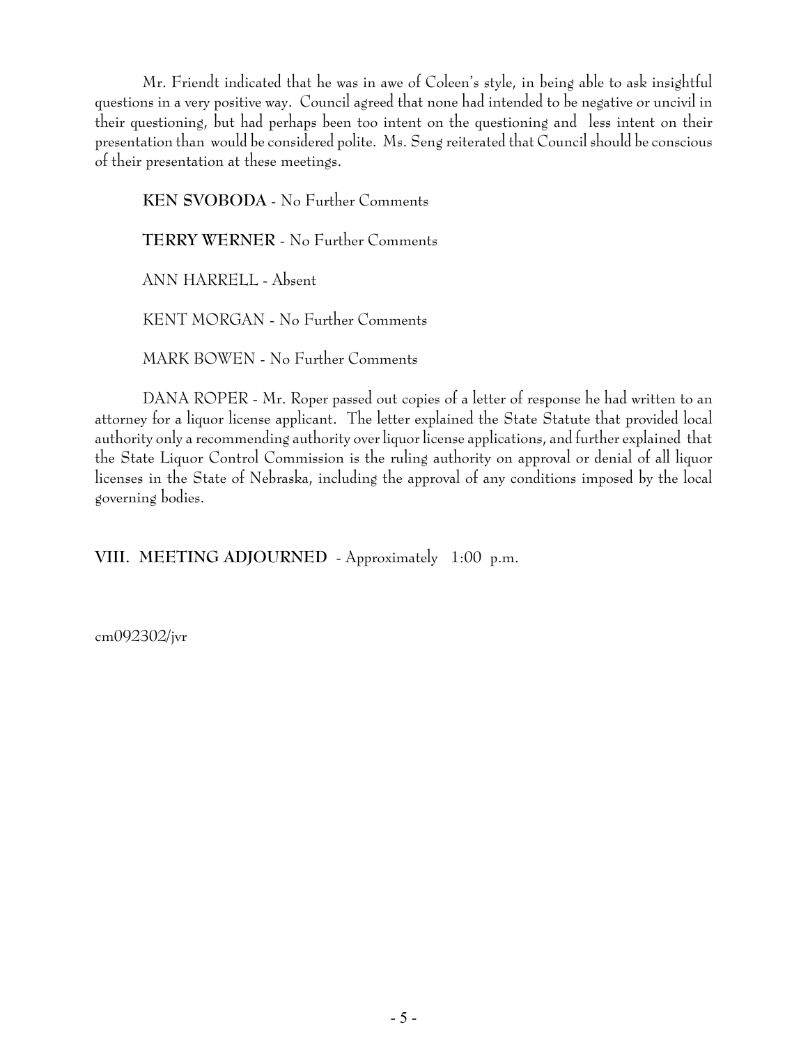Mr. Friendt indicated that he was in awe of Coleen's style, in being able to ask insightful questions in a very positive way. Council agreed that none had intended to be negative or uncivil in their questioning, but had perhaps been too intent on the questioning and less intent on their presentation than would be considered polite. Ms. Seng reiterated that Council should be conscious of their presentation at these meetings.

**KEN SVOBODA** - No Further Comments

**TERRY WERNER** - No Further Comments

ANN HARRELL - Absent

KENT MORGAN - No Further Comments

MARK BOWEN - No Further Comments

DANA ROPER - Mr. Roper passed out copies of a letter of response he had written to an attorney for a liquor license applicant. The letter explained the State Statute that provided local authority only a recommending authority over liquor license applications, and further explained that the State Liquor Control Commission is the ruling authority on approval or denial of all liquor licenses in the State of Nebraska, including the approval of any conditions imposed by the local governing bodies.

**VIII. MEETING ADJOURNED** - Approximately 1:00 p.m.

cm092302/jvr